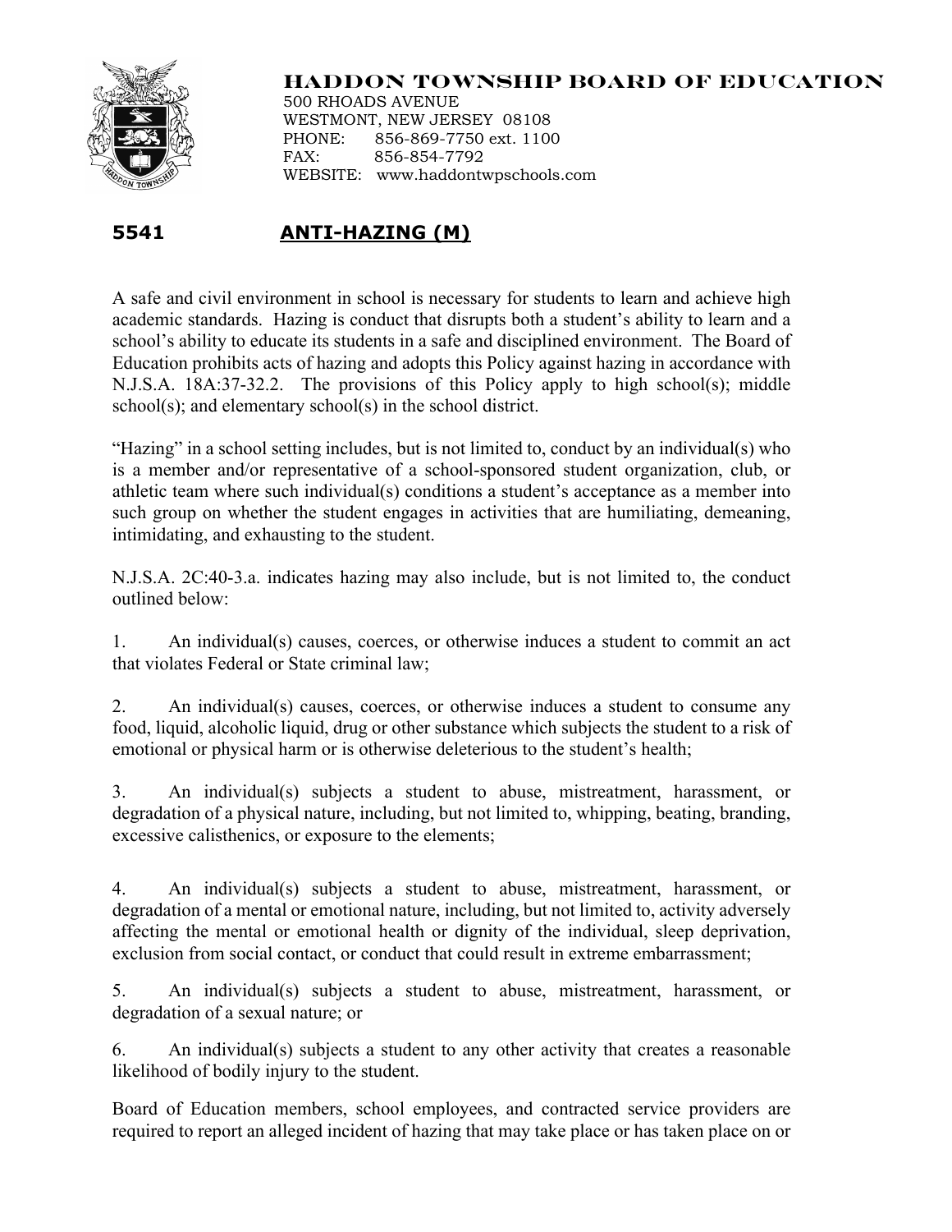# HADDON TOWNSHIP BOARD OF EDUCATION

500 RHOADS AVENUE
WESTMONT, NEW JERSEY 08108
PHONE: 856-869-7750 ext. 1100
FAX: 856-854-7792
WEBSITE: www.haddontwpschools.com

## 5541 ANTI-HAZING (M)

A safe and civil environment in school is necessary for students to learn and achieve high academic standards. Hazing is conduct that disrupts both a student's ability to learn and a school's ability to educate its students in a safe and disciplined environment. The Board of Education prohibits acts of hazing and adopts this Policy against hazing in accordance with N.J.S.A. 18A:37-32.2. The provisions of this Policy apply to high school(s); middle school(s); and elementary school(s) in the school district.

"Hazing" in a school setting includes, but is not limited to, conduct by an individual(s) who is a member and/or representative of a school-sponsored student organization, club, or athletic team where such individual(s) conditions a student's acceptance as a member into such group on whether the student engages in activities that are humiliating, demeaning, intimidating, and exhausting to the student.

N.J.S.A. 2C:40-3.a. indicates hazing may also include, but is not limited to, the conduct outlined below:

1. An individual(s) causes, coerces, or otherwise induces a student to commit an act that violates Federal or State criminal law;

2. An individual(s) causes, coerces, or otherwise induces a student to consume any food, liquid, alcoholic liquid, drug or other substance which subjects the student to a risk of emotional or physical harm or is otherwise deleterious to the student's health;

3. An individual(s) subjects a student to abuse, mistreatment, harassment, or degradation of a physical nature, including, but not limited to, whipping, beating, branding, excessive calisthenics, or exposure to the elements;

4. An individual(s) subjects a student to abuse, mistreatment, harassment, or degradation of a mental or emotional nature, including, but not limited to, activity adversely affecting the mental or emotional health or dignity of the individual, sleep deprivation, exclusion from social contact, or conduct that could result in extreme embarrassment;

5. An individual(s) subjects a student to abuse, mistreatment, harassment, or degradation of a sexual nature; or

6. An individual(s) subjects a student to any other activity that creates a reasonable likelihood of bodily injury to the student.

Board of Education members, school employees, and contracted service providers are required to report an alleged incident of hazing that may take place or has taken place on or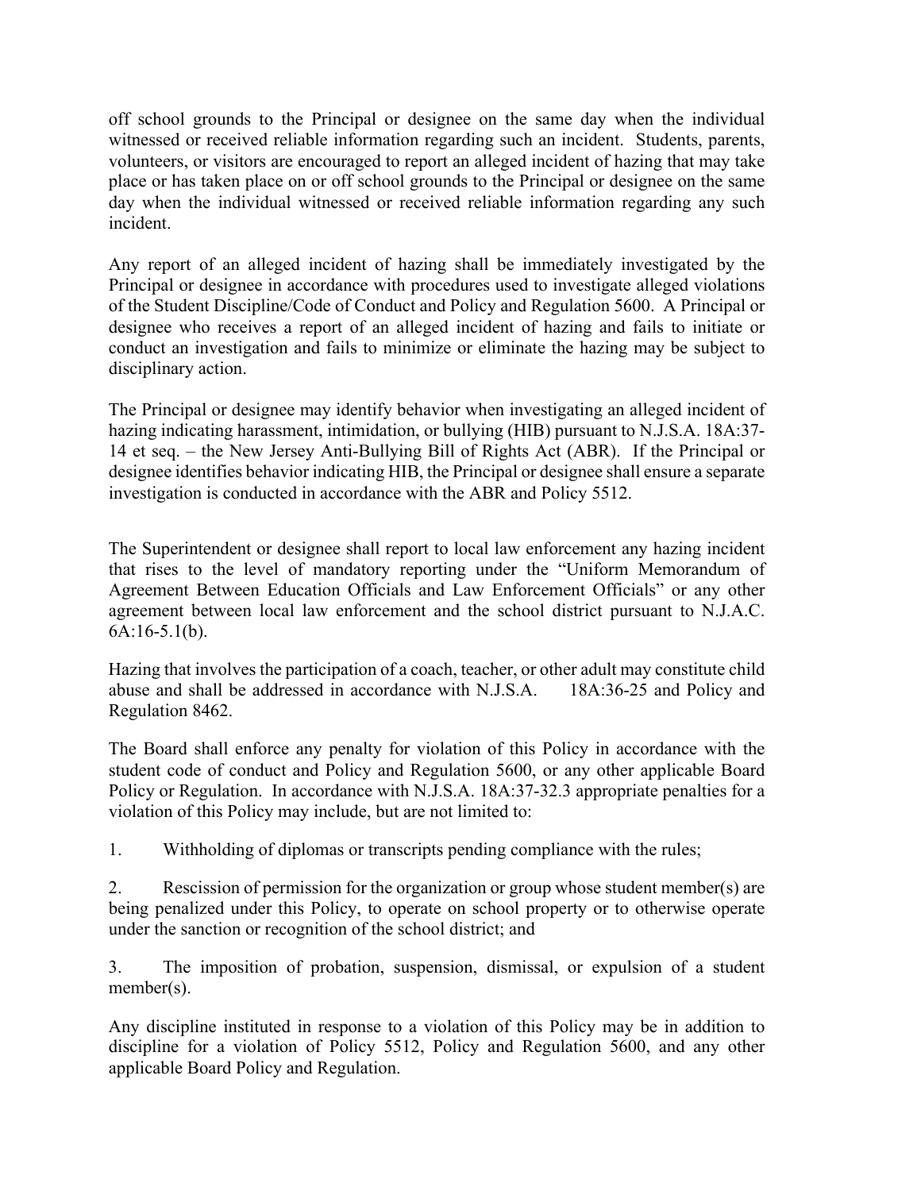off school grounds to the Principal or designee on the same day when the individual witnessed or received reliable information regarding such an incident. Students, parents, volunteers, or visitors are encouraged to report an alleged incident of hazing that may take place or has taken place on or off school grounds to the Principal or designee on the same day when the individual witnessed or received reliable information regarding any such incident.

Any report of an alleged incident of hazing shall be immediately investigated by the Principal or designee in accordance with procedures used to investigate alleged violations of the Student Discipline/Code of Conduct and Policy and Regulation 5600. A Principal or designee who receives a report of an alleged incident of hazing and fails to initiate or conduct an investigation and fails to minimize or eliminate the hazing may be subject to disciplinary action.

The Principal or designee may identify behavior when investigating an alleged incident of hazing indicating harassment, intimidation, or bullying (HIB) pursuant to N.J.S.A. 18A:37-14 et seq. – the New Jersey Anti-Bullying Bill of Rights Act (ABR). If the Principal or designee identifies behavior indicating HIB, the Principal or designee shall ensure a separate investigation is conducted in accordance with the ABR and Policy 5512.

The Superintendent or designee shall report to local law enforcement any hazing incident that rises to the level of mandatory reporting under the "Uniform Memorandum of Agreement Between Education Officials and Law Enforcement Officials" or any other agreement between local law enforcement and the school district pursuant to N.J.A.C. 6A:16-5.1(b).

Hazing that involves the participation of a coach, teacher, or other adult may constitute child abuse and shall be addressed in accordance with N.J.S.A. 18A:36-25 and Policy and Regulation 8462.

The Board shall enforce any penalty for violation of this Policy in accordance with the student code of conduct and Policy and Regulation 5600, or any other applicable Board Policy or Regulation. In accordance with N.J.S.A. 18A:37-32.3 appropriate penalties for a violation of this Policy may include, but are not limited to:

1. Withholding of diplomas or transcripts pending compliance with the rules;

2. Rescission of permission for the organization or group whose student member(s) are being penalized under this Policy, to operate on school property or to otherwise operate under the sanction or recognition of the school district; and

3. The imposition of probation, suspension, dismissal, or expulsion of a student member(s).

Any discipline instituted in response to a violation of this Policy may be in addition to discipline for a violation of Policy 5512, Policy and Regulation 5600, and any other applicable Board Policy and Regulation.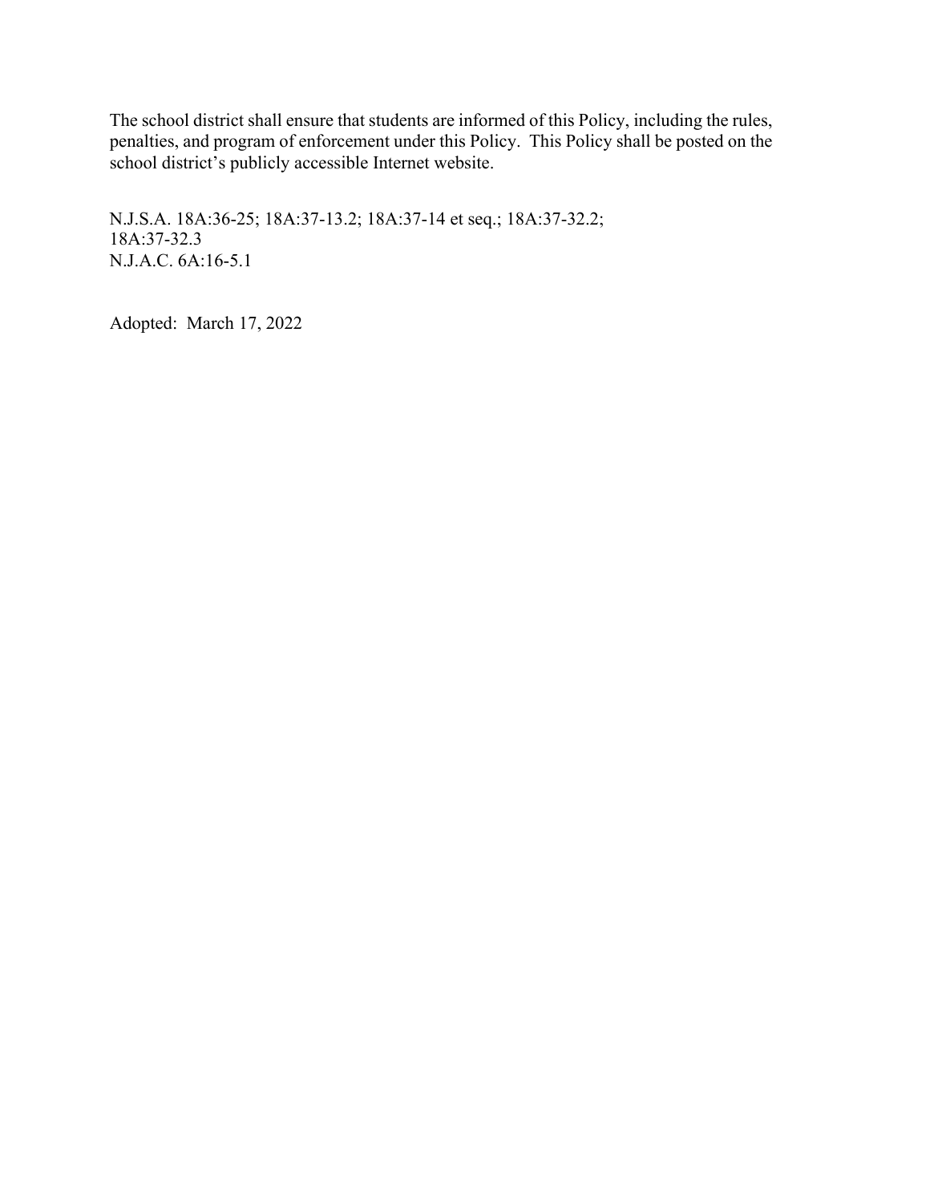The school district shall ensure that students are informed of this Policy, including the rules, penalties, and program of enforcement under this Policy. This Policy shall be posted on the school district's publicly accessible Internet website.

N.J.S.A. 18A:36-25; 18A:37-13.2; 18A:37-14 et seq.; 18A:37-32.2;
18A:37-32.3
N.J.A.C. 6A:16-5.1

Adopted: March 17, 2022